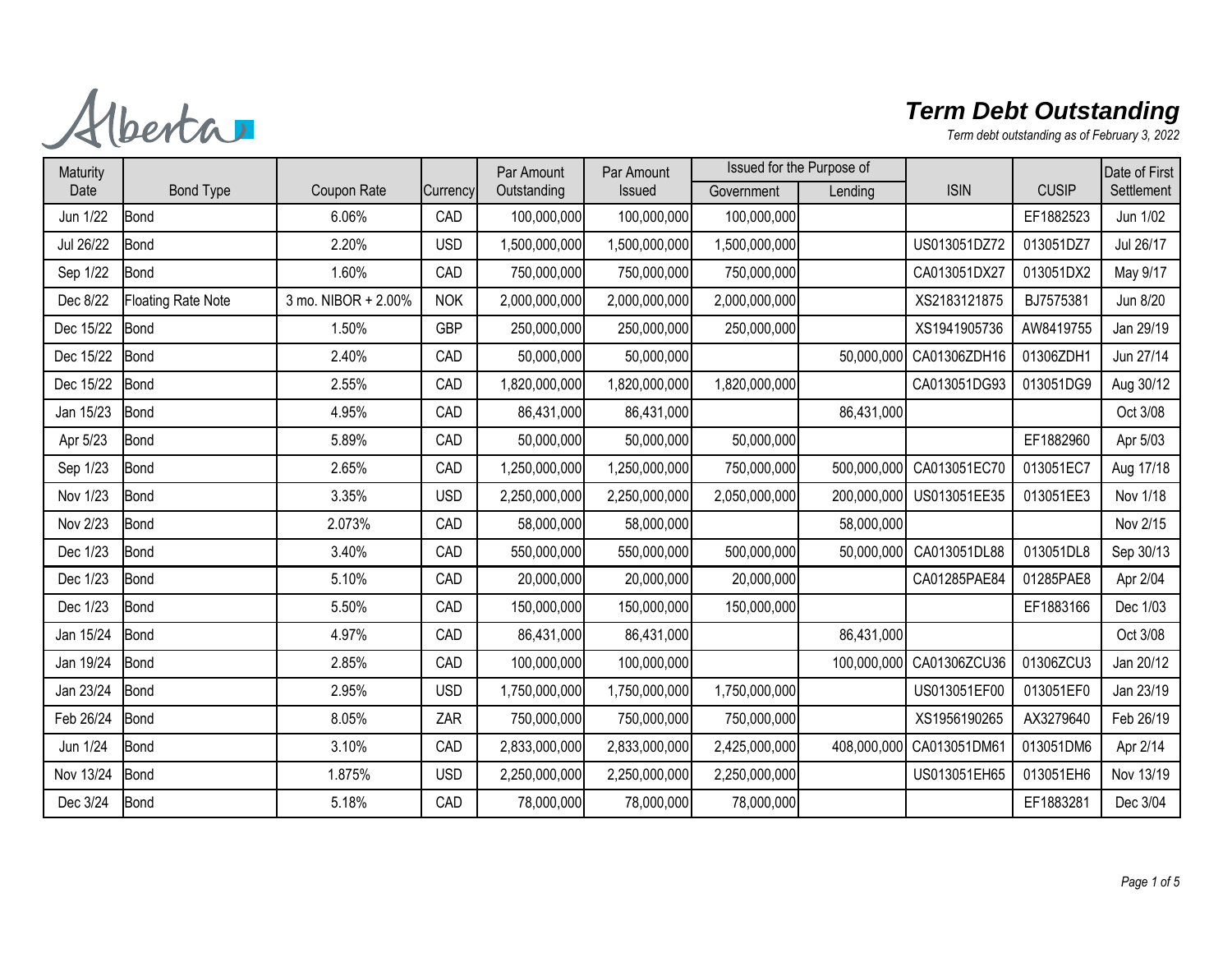Alberta

# Term Debt Outstanding

*Term debt outstanding as of February 3, 2022*

| Maturity Date | Bond Type | Coupon Rate | Currency | Par Amount Outstanding | Par Amount Issued | Issued for the Purpose of | | ISIN | CUSIP | Date of First Settlement |
|---|---|---|---|---|---|---|---|---|---|---|
| | | | | | | Government | Lending | | | |
| Jun 1/22 | Bond | 6.06% | CAD | 100,000,000 | 100,000,000 | 100,000,000 | | | EF1882523 | Jun 1/02 |
| Jul 26/22 | Bond | 2.20% | USD | 1,500,000,000 | 1,500,000,000 | 1,500,000,000 | | US013051DZ72 | 013051DZ7 | Jul 26/17 |
| Sep 1/22 | Bond | 1.60% | CAD | 750,000,000 | 750,000,000 | 750,000,000 | | CA013051DX27 | 013051DX2 | May 9/17 |
| Dec 8/22 | Floating Rate Note | 3 mo. NIBOR + 2.00% | NOK | 2,000,000,000 | 2,000,000,000 | 2,000,000,000 | | XS2183121875 | BJ7575381 | Jun 8/20 |
| Dec 15/22 | Bond | 1.50% | GBP | 250,000,000 | 250,000,000 | 250,000,000 | | XS1941905736 | AW8419755 | Jan 29/19 |
| Dec 15/22 | Bond | 2.40% | CAD | 50,000,000 | 50,000,000 | | 50,000,000 | CA01306ZDH16 | 01306ZDH1 | Jun 27/14 |
| Dec 15/22 | Bond | 2.55% | CAD | 1,820,000,000 | 1,820,000,000 | 1,820,000,000 | | CA013051DG93 | 013051DG9 | Aug 30/12 |
| Jan 15/23 | Bond | 4.95% | CAD | 86,431,000 | 86,431,000 | | 86,431,000 | | | Oct 3/08 |
| Apr 5/23 | Bond | 5.89% | CAD | 50,000,000 | 50,000,000 | 50,000,000 | | | EF1882960 | Apr 5/03 |
| Sep 1/23 | Bond | 2.65% | CAD | 1,250,000,000 | 1,250,000,000 | 750,000,000 | 500,000,000 | CA013051EC70 | 013051EC7 | Aug 17/18 |
| Nov 1/23 | Bond | 3.35% | USD | 2,250,000,000 | 2,250,000,000 | 2,050,000,000 | 200,000,000 | US013051EE35 | 013051EE3 | Nov 1/18 |
| Nov 2/23 | Bond | 2.073% | CAD | 58,000,000 | 58,000,000 | | 58,000,000 | | | Nov 2/15 |
| Dec 1/23 | Bond | 3.40% | CAD | 550,000,000 | 550,000,000 | 500,000,000 | 50,000,000 | CA013051DL88 | 013051DL8 | Sep 30/13 |
| Dec 1/23 | Bond | 5.10% | CAD | 20,000,000 | 20,000,000 | 20,000,000 | | CA01285PAE84 | 01285PAE8 | Apr 2/04 |
| Dec 1/23 | Bond | 5.50% | CAD | 150,000,000 | 150,000,000 | 150,000,000 | | | EF1883166 | Dec 1/03 |
| Jan 15/24 | Bond | 4.97% | CAD | 86,431,000 | 86,431,000 | | 86,431,000 | | | Oct 3/08 |
| Jan 19/24 | Bond | 2.85% | CAD | 100,000,000 | 100,000,000 | | 100,000,000 | CA01306ZCU36 | 01306ZCU3 | Jan 20/12 |
| Jan 23/24 | Bond | 2.95% | USD | 1,750,000,000 | 1,750,000,000 | 1,750,000,000 | | US013051EF00 | 013051EF0 | Jan 23/19 |
| Feb 26/24 | Bond | 8.05% | ZAR | 750,000,000 | 750,000,000 | 750,000,000 | | XS1956190265 | AX3279640 | Feb 26/19 |
| Jun 1/24 | Bond | 3.10% | CAD | 2,833,000,000 | 2,833,000,000 | 2,425,000,000 | 408,000,000 | CA013051DM61 | 013051DM6 | Apr 2/14 |
| Nov 13/24 | Bond | 1.875% | USD | 2,250,000,000 | 2,250,000,000 | 2,250,000,000 | | US013051EH65 | 013051EH6 | Nov 13/19 |
| Dec 3/24 | Bond | 5.18% | CAD | 78,000,000 | 78,000,000 | 78,000,000 | | | EF1883281 | Dec 3/04 |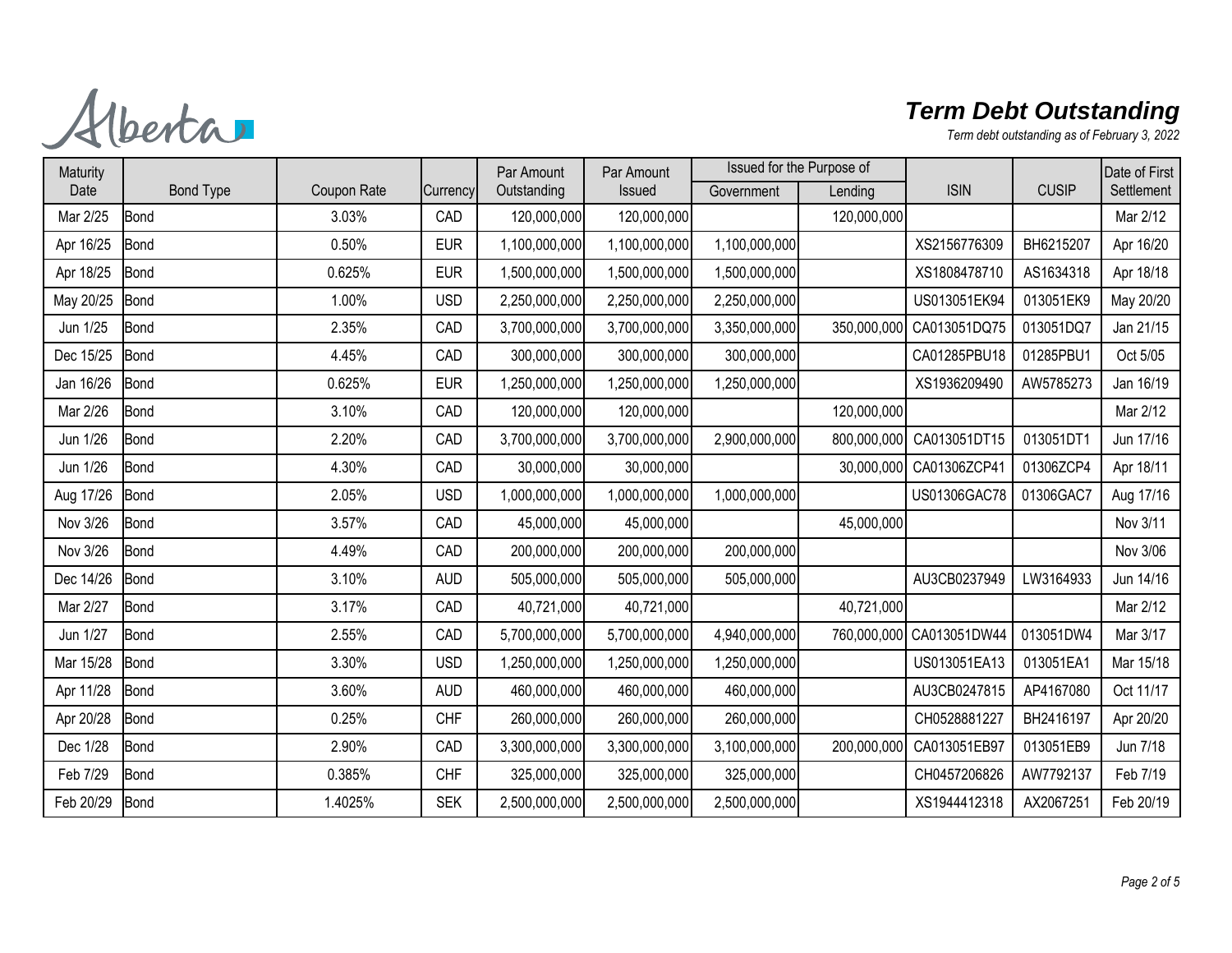Alberta

# Term Debt Outstanding

*Term debt outstanding as of February 3, 2022*

| Maturity Date | Bond Type | Coupon Rate | Currency | Par Amount Outstanding | Par Amount Issued | Issued for the Purpose of | | ISIN | CUSIP | Date of First Settlement |
|---|---|---|---|---|---|---|---|---|---|---|
| | | | | | | Government | Lending | | | |
| Mar 2/25 | Bond | 3.03% | CAD | 120,000,000 | 120,000,000 | | 120,000,000 | | | Mar 2/12 |
| Apr 16/25 | Bond | 0.50% | EUR | 1,100,000,000 | 1,100,000,000 | 1,100,000,000 | | XS2156776309 | BH6215207 | Apr 16/20 |
| Apr 18/25 | Bond | 0.625% | EUR | 1,500,000,000 | 1,500,000,000 | 1,500,000,000 | | XS1808478710 | AS1634318 | Apr 18/18 |
| May 20/25 | Bond | 1.00% | USD | 2,250,000,000 | 2,250,000,000 | 2,250,000,000 | | US013051EK94 | 013051EK9 | May 20/20 |
| Jun 1/25 | Bond | 2.35% | CAD | 3,700,000,000 | 3,700,000,000 | 3,350,000,000 | 350,000,000 | CA013051DQ75 | 013051DQ7 | Jan 21/15 |
| Dec 15/25 | Bond | 4.45% | CAD | 300,000,000 | 300,000,000 | 300,000,000 | | CA01285PBU18 | 01285PBU1 | Oct 5/05 |
| Jan 16/26 | Bond | 0.625% | EUR | 1,250,000,000 | 1,250,000,000 | 1,250,000,000 | | XS1936209490 | AW5785273 | Jan 16/19 |
| Mar 2/26 | Bond | 3.10% | CAD | 120,000,000 | 120,000,000 | | 120,000,000 | | | Mar 2/12 |
| Jun 1/26 | Bond | 2.20% | CAD | 3,700,000,000 | 3,700,000,000 | 2,900,000,000 | 800,000,000 | CA013051DT15 | 013051DT1 | Jun 17/16 |
| Jun 1/26 | Bond | 4.30% | CAD | 30,000,000 | 30,000,000 | | 30,000,000 | CA01306ZCP41 | 01306ZCP4 | Apr 18/11 |
| Aug 17/26 | Bond | 2.05% | USD | 1,000,000,000 | 1,000,000,000 | 1,000,000,000 | | US01306GAC78 | 01306GAC7 | Aug 17/16 |
| Nov 3/26 | Bond | 3.57% | CAD | 45,000,000 | 45,000,000 | | 45,000,000 | | | Nov 3/11 |
| Nov 3/26 | Bond | 4.49% | CAD | 200,000,000 | 200,000,000 | 200,000,000 | | | | Nov 3/06 |
| Dec 14/26 | Bond | 3.10% | AUD | 505,000,000 | 505,000,000 | 505,000,000 | | AU3CB0237949 | LW3164933 | Jun 14/16 |
| Mar 2/27 | Bond | 3.17% | CAD | 40,721,000 | 40,721,000 | | 40,721,000 | | | Mar 2/12 |
| Jun 1/27 | Bond | 2.55% | CAD | 5,700,000,000 | 5,700,000,000 | 4,940,000,000 | 760,000,000 | CA013051DW44 | 013051DW4 | Mar 3/17 |
| Mar 15/28 | Bond | 3.30% | USD | 1,250,000,000 | 1,250,000,000 | 1,250,000,000 | | US013051EA13 | 013051EA1 | Mar 15/18 |
| Apr 11/28 | Bond | 3.60% | AUD | 460,000,000 | 460,000,000 | 460,000,000 | | AU3CB0247815 | AP4167080 | Oct 11/17 |
| Apr 20/28 | Bond | 0.25% | CHF | 260,000,000 | 260,000,000 | 260,000,000 | | CH0528881227 | BH2416197 | Apr 20/20 |
| Dec 1/28 | Bond | 2.90% | CAD | 3,300,000,000 | 3,300,000,000 | 3,100,000,000 | 200,000,000 | CA013051EB97 | 013051EB9 | Jun 7/18 |
| Feb 7/29 | Bond | 0.385% | CHF | 325,000,000 | 325,000,000 | 325,000,000 | | CH0457206826 | AW7792137 | Feb 7/19 |
| Feb 20/29 | Bond | 1.4025% | SEK | 2,500,000,000 | 2,500,000,000 | 2,500,000,000 | | XS1944412318 | AX2067251 | Feb 20/19 |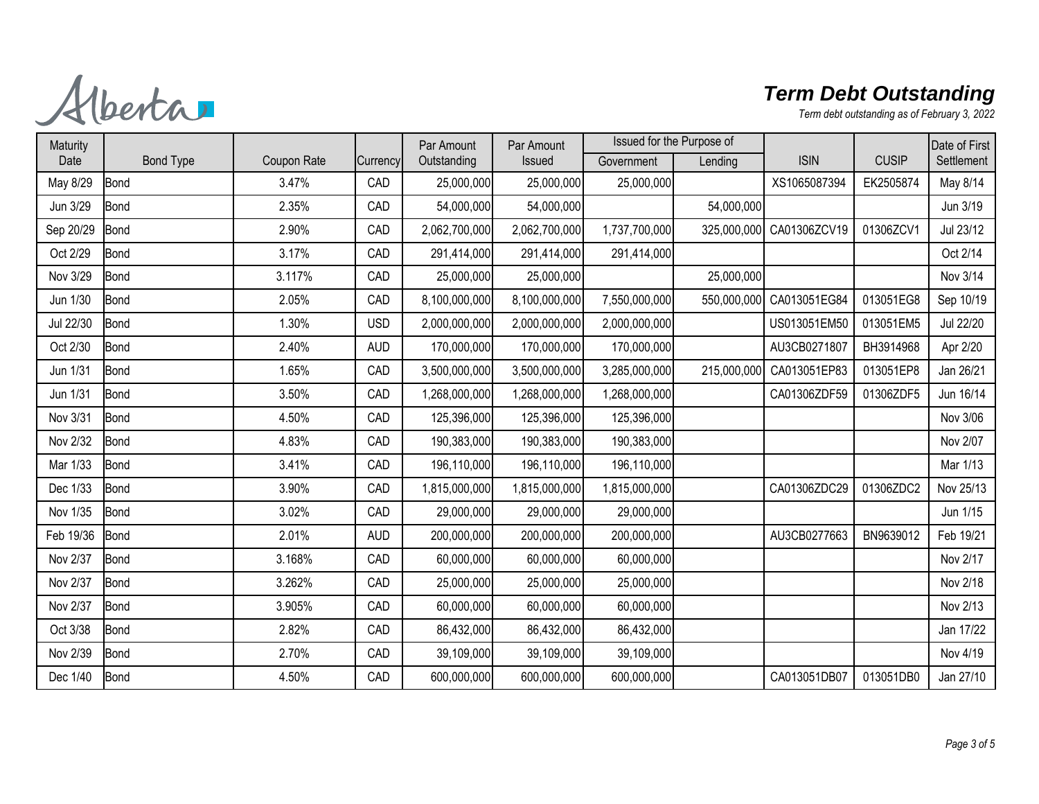# Term Debt Outstanding

*Term debt outstanding as of February 3, 2022*

| Maturity Date | Bond Type | Coupon Rate | Currency | Par Amount Outstanding | Par Amount Issued | Issued for the Purpose of | | ISIN | CUSIP | Date of First Settlement |
|---|---|---|---|---|---|---|---|---|---|---|
| | | | | | | Government | Lending | | | |
| May 8/29 | Bond | 3.47% | CAD | 25,000,000 | 25,000,000 | 25,000,000 | | XS1065087394 | EK2505874 | May 8/14 |
| Jun 3/29 | Bond | 2.35% | CAD | 54,000,000 | 54,000,000 | | 54,000,000 | | | Jun 3/19 |
| Sep 20/29 | Bond | 2.90% | CAD | 2,062,700,000 | 2,062,700,000 | 1,737,700,000 | 325,000,000 | CA01306ZCV19 | 01306ZCV1 | Jul 23/12 |
| Oct 2/29 | Bond | 3.17% | CAD | 291,414,000 | 291,414,000 | 291,414,000 | | | | Oct 2/14 |
| Nov 3/29 | Bond | 3.117% | CAD | 25,000,000 | 25,000,000 | | 25,000,000 | | | Nov 3/14 |
| Jun 1/30 | Bond | 2.05% | CAD | 8,100,000,000 | 8,100,000,000 | 7,550,000,000 | 550,000,000 | CA013051EG84 | 013051EG8 | Sep 10/19 |
| Jul 22/30 | Bond | 1.30% | USD | 2,000,000,000 | 2,000,000,000 | 2,000,000,000 | | US013051EM50 | 013051EM5 | Jul 22/20 |
| Oct 2/30 | Bond | 2.40% | AUD | 170,000,000 | 170,000,000 | 170,000,000 | | AU3CB0271807 | BH3914968 | Apr 2/20 |
| Jun 1/31 | Bond | 1.65% | CAD | 3,500,000,000 | 3,500,000,000 | 3,285,000,000 | 215,000,000 | CA013051EP83 | 013051EP8 | Jan 26/21 |
| Jun 1/31 | Bond | 3.50% | CAD | 1,268,000,000 | 1,268,000,000 | 1,268,000,000 | | CA01306ZDF59 | 01306ZDF5 | Jun 16/14 |
| Nov 3/31 | Bond | 4.50% | CAD | 125,396,000 | 125,396,000 | 125,396,000 | | | | Nov 3/06 |
| Nov 2/32 | Bond | 4.83% | CAD | 190,383,000 | 190,383,000 | 190,383,000 | | | | Nov 2/07 |
| Mar 1/33 | Bond | 3.41% | CAD | 196,110,000 | 196,110,000 | 196,110,000 | | | | Mar 1/13 |
| Dec 1/33 | Bond | 3.90% | CAD | 1,815,000,000 | 1,815,000,000 | 1,815,000,000 | | CA01306ZDC29 | 01306ZDC2 | Nov 25/13 |
| Nov 1/35 | Bond | 3.02% | CAD | 29,000,000 | 29,000,000 | 29,000,000 | | | | Jun 1/15 |
| Feb 19/36 | Bond | 2.01% | AUD | 200,000,000 | 200,000,000 | 200,000,000 | | AU3CB0277663 | BN9639012 | Feb 19/21 |
| Nov 2/37 | Bond | 3.168% | CAD | 60,000,000 | 60,000,000 | 60,000,000 | | | | Nov 2/17 |
| Nov 2/37 | Bond | 3.262% | CAD | 25,000,000 | 25,000,000 | 25,000,000 | | | | Nov 2/18 |
| Nov 2/37 | Bond | 3.905% | CAD | 60,000,000 | 60,000,000 | 60,000,000 | | | | Nov 2/13 |
| Oct 3/38 | Bond | 2.82% | CAD | 86,432,000 | 86,432,000 | 86,432,000 | | | | Jan 17/22 |
| Nov 2/39 | Bond | 2.70% | CAD | 39,109,000 | 39,109,000 | 39,109,000 | | | | Nov 4/19 |
| Dec 1/40 | Bond | 4.50% | CAD | 600,000,000 | 600,000,000 | 600,000,000 | | CA013051DB07 | 013051DB0 | Jan 27/10 |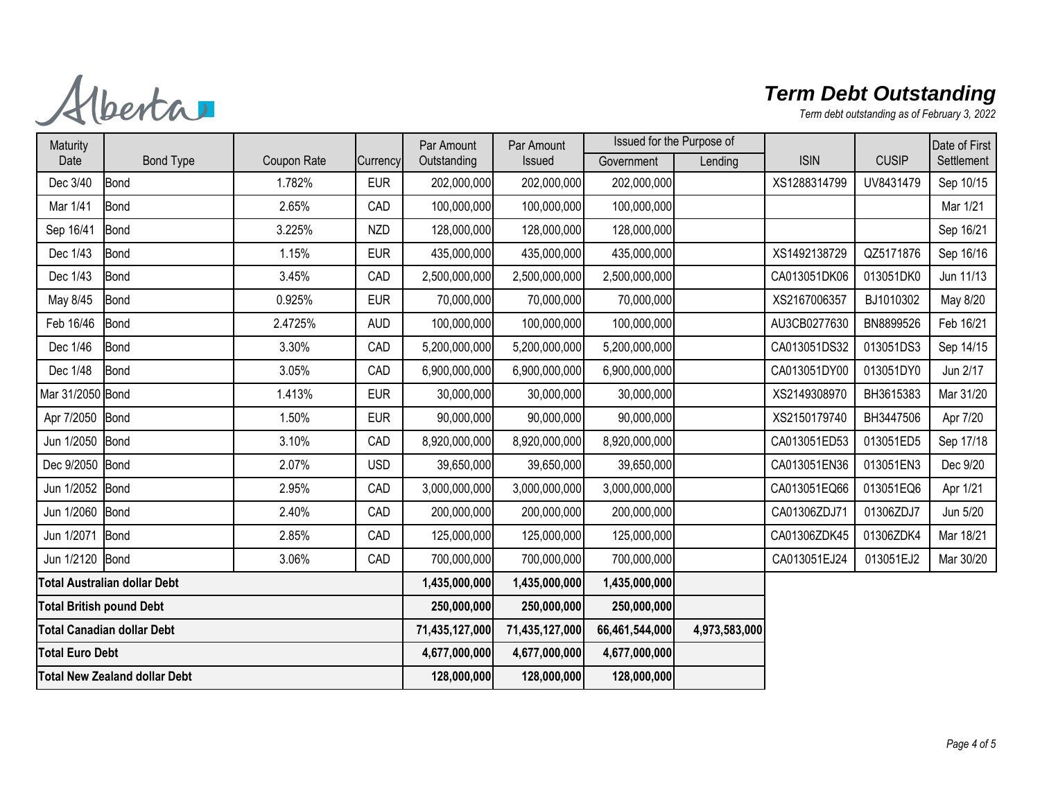# Term Debt Outstanding

*Term debt outstanding as of February 3, 2022*

| Maturity Date | Bond Type | Coupon Rate | Currency | Par Amount Outstanding | Par Amount Issued | Issued for the Purpose of | | ISIN | CUSIP | Date of First Settlement |
|---|---|---|---|---|---|---|---|---|---|---|
| | | | | | | Government | Lending | | | |
| Dec 3/40 | Bond | 1.782% | EUR | 202,000,000 | 202,000,000 | 202,000,000 | | XS1288314799 | UV8431479 | Sep 10/15 |
| Mar 1/41 | Bond | 2.65% | CAD | 100,000,000 | 100,000,000 | 100,000,000 | | | | Mar 1/21 |
| Sep 16/41 | Bond | 3.225% | NZD | 128,000,000 | 128,000,000 | 128,000,000 | | | | Sep 16/21 |
| Dec 1/43 | Bond | 1.15% | EUR | 435,000,000 | 435,000,000 | 435,000,000 | | XS1492138729 | QZ5171876 | Sep 16/16 |
| Dec 1/43 | Bond | 3.45% | CAD | 2,500,000,000 | 2,500,000,000 | 2,500,000,000 | | CA013051DK06 | 013051DK0 | Jun 11/13 |
| May 8/45 | Bond | 0.925% | EUR | 70,000,000 | 70,000,000 | 70,000,000 | | XS2167006357 | BJ1010302 | May 8/20 |
| Feb 16/46 | Bond | 2.4725% | AUD | 100,000,000 | 100,000,000 | 100,000,000 | | AU3CB0277630 | BN8899526 | Feb 16/21 |
| Dec 1/46 | Bond | 3.30% | CAD | 5,200,000,000 | 5,200,000,000 | 5,200,000,000 | | CA013051DS32 | 013051DS3 | Sep 14/15 |
| Dec 1/48 | Bond | 3.05% | CAD | 6,900,000,000 | 6,900,000,000 | 6,900,000,000 | | CA013051DY00 | 013051DY0 | Jun 2/17 |
| Mar 31/2050 | Bond | 1.413% | EUR | 30,000,000 | 30,000,000 | 30,000,000 | | XS2149308970 | BH3615383 | Mar 31/20 |
| Apr 7/2050 | Bond | 1.50% | EUR | 90,000,000 | 90,000,000 | 90,000,000 | | XS2150179740 | BH3447506 | Apr 7/20 |
| Jun 1/2050 | Bond | 3.10% | CAD | 8,920,000,000 | 8,920,000,000 | 8,920,000,000 | | CA013051ED53 | 013051ED5 | Sep 17/18 |
| Dec 9/2050 | Bond | 2.07% | USD | 39,650,000 | 39,650,000 | 39,650,000 | | CA013051EN36 | 013051EN3 | Dec 9/20 |
| Jun 1/2052 | Bond | 2.95% | CAD | 3,000,000,000 | 3,000,000,000 | 3,000,000,000 | | CA013051EQ66 | 013051EQ6 | Apr 1/21 |
| Jun 1/2060 | Bond | 2.40% | CAD | 200,000,000 | 200,000,000 | 200,000,000 | | CA01306ZDJ71 | 01306ZDJ7 | Jun 5/20 |
| Jun 1/2071 | Bond | 2.85% | CAD | 125,000,000 | 125,000,000 | 125,000,000 | | CA01306ZDK45 | 01306ZDK4 | Mar 18/21 |
| Jun 1/2120 | Bond | 3.06% | CAD | 700,000,000 | 700,000,000 | 700,000,000 | | CA013051EJ24 | 013051EJ2 | Mar 30/20 |
| **Total Australian dollar Debt** | | | | **1,435,000,000** | **1,435,000,000** | **1,435,000,000** | | | | |
| **Total British pound Debt** | | | | **250,000,000** | **250,000,000** | **250,000,000** | | | | |
| **Total Canadian dollar Debt** | | | | **71,435,127,000** | **71,435,127,000** | **66,461,544,000** | **4,973,583,000** | | | |
| **Total Euro Debt** | | | | **4,677,000,000** | **4,677,000,000** | **4,677,000,000** | | | | |
| **Total New Zealand dollar Debt** | | | | **128,000,000** | **128,000,000** | **128,000,000** | | | | |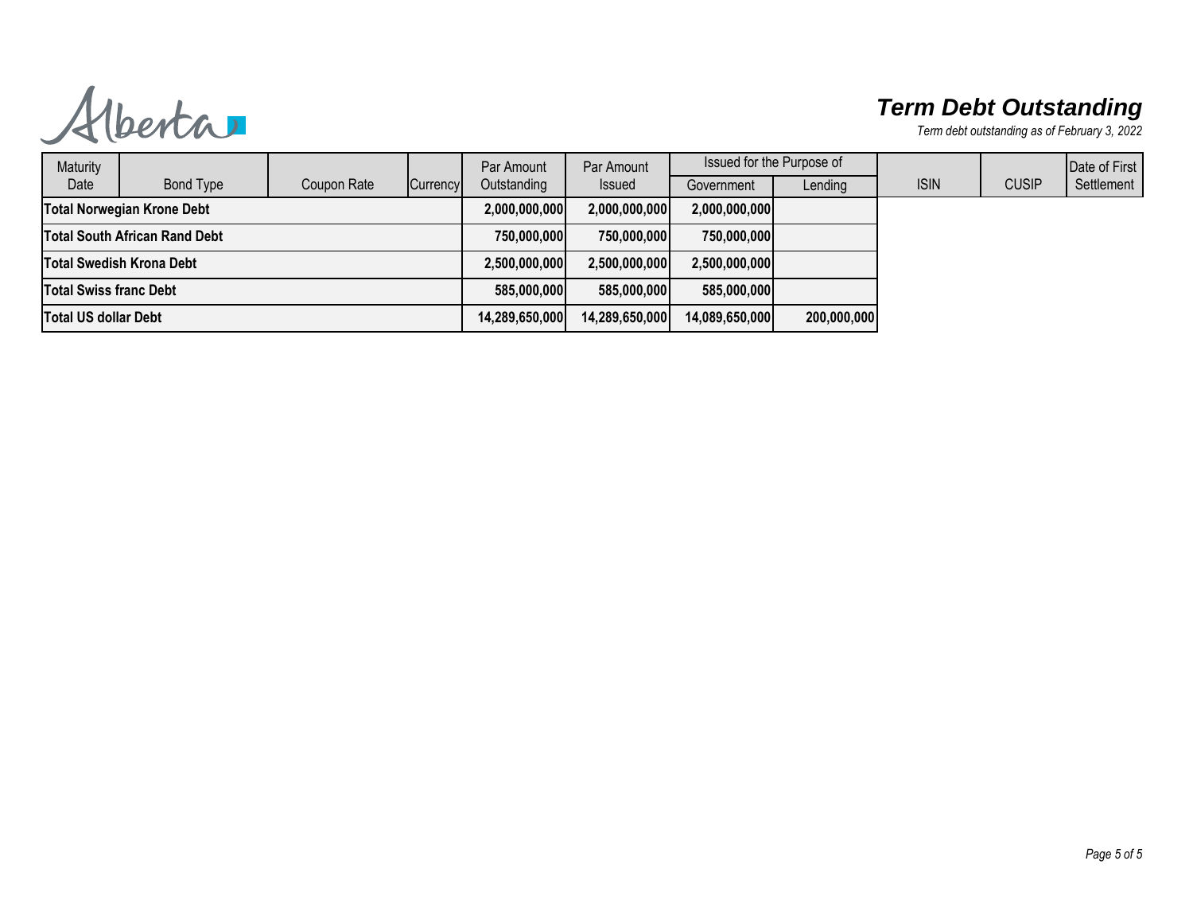# Term Debt Outstanding

*Term debt outstanding as of February 3, 2022*

| Maturity Date | Bond Type | Coupon Rate | Currency | Par Amount Outstanding | Par Amount Issued | Issued for the Purpose of | | ISIN | CUSIP | Date of First Settlement |
|---|---|---|---|---|---|---|---|---|---|---|
| | | | | | | Government | Lending | | | |
| **Total Norwegian Krone Debt** | | | | **2,000,000,000** | **2,000,000,000** | **2,000,000,000** | | | | |
| **Total South African Rand Debt** | | | | **750,000,000** | **750,000,000** | **750,000,000** | | | | |
| **Total Swedish Krona Debt** | | | | **2,500,000,000** | **2,500,000,000** | **2,500,000,000** | | | | |
| **Total Swiss franc Debt** | | | | **585,000,000** | **585,000,000** | **585,000,000** | | | | |
| **Total US dollar Debt** | | | | **14,289,650,000** | **14,289,650,000** | **14,089,650,000** | **200,000,000** | | | |